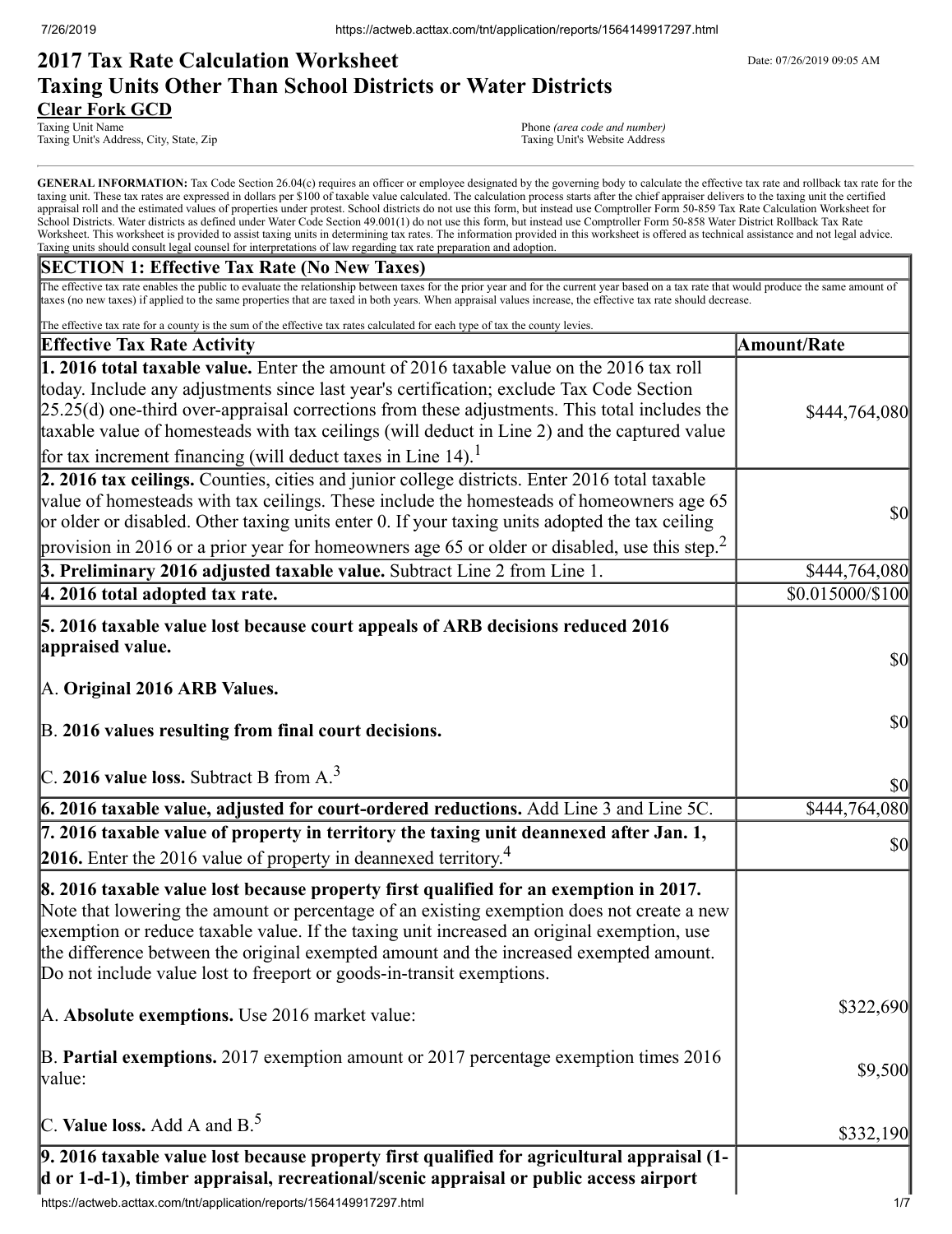# 2017 Tax Rate Calculation Worksheet
## Taxing Units Other Than School Districts or Water Districts

Date: 07/26/2019 09:05 AM

**Clear Fork GCD**
Taxing Unit Name
Taxing Unit's Address, City, State, Zip

Phone *(area code and number)*
Taxing Unit's Website Address

**GENERAL INFORMATION:** Tax Code Section 26.04(c) requires an officer or employee designated by the governing body to calculate the effective tax rate and rollback tax rate for the taxing unit. These tax rates are expressed in dollars per $100 of taxable value calculated. The calculation process starts after the chief appraiser delivers to the taxing unit the certified appraisal roll and the estimated values of properties under protest. School districts do not use this form, but instead use Comptroller Form 50-859 Tax Rate Calculation Worksheet for School Districts. Water districts as defined under Water Code Section 49.001(1) do not use this form, but instead use Comptroller Form 50-858 Water District Rollback Tax Rate Worksheet. This worksheet is provided to assist taxing units in determining tax rates. The information provided in this worksheet is offered as technical assistance and not legal advice. Taxing units should consult legal counsel for interpretations of law regarding tax rate preparation and adoption.

## SECTION 1: Effective Tax Rate (No New Taxes)

The effective tax rate enables the public to evaluate the relationship between taxes for the prior year and for the current year based on a tax rate that would produce the same amount of taxes (no new taxes) if applied to the same properties that are taxed in both years. When appraisal values increase, the effective tax rate should decrease.

The effective tax rate for a county is the sum of the effective tax rates calculated for each type of tax the county levies.

| Effective Tax Rate Activity | Amount/Rate |
|---|---|
| **1. 2016 total taxable value.** Enter the amount of 2016 taxable value on the 2016 tax roll today. Include any adjustments since last year's certification; exclude Tax Code Section 25.25(d) one-third over-appraisal corrections from these adjustments. This total includes the taxable value of homesteads with tax ceilings (will deduct in Line 2) and the captured value for tax increment financing (will deduct taxes in Line 14).[1] | $444,764,080 |
| **2. 2016 tax ceilings.** Counties, cities and junior college districts. Enter 2016 total taxable value of homesteads with tax ceilings. These include the homesteads of homeowners age 65 or older or disabled. Other taxing units enter 0. If your taxing units adopted the tax ceiling provision in 2016 or a prior year for homeowners age 65 or older or disabled, use this step.[2] | $0 |
| **3. Preliminary 2016 adjusted taxable value.** Subtract Line 2 from Line 1. | $444,764,080 |
| **4. 2016 total adopted tax rate.** | $0.015000/$100 |
| **5. 2016 taxable value lost because court appeals of ARB decisions reduced 2016 appraised value.** | |
| A. **Original 2016 ARB Values.** | $0 |
| B. **2016 values resulting from final court decisions.** | $0 |
| C. **2016 value loss.** Subtract B from A.[3] | $0 |
| **6. 2016 taxable value, adjusted for court-ordered reductions.** Add Line 3 and Line 5C. | $444,764,080 |
| **7. 2016 taxable value of property in territory the taxing unit deannexed after Jan. 1, 2016.** Enter the 2016 value of property in deannexed territory.[4] | $0 |
| **8. 2016 taxable value lost because property first qualified for an exemption in 2017.** Note that lowering the amount or percentage of an existing exemption does not create a new exemption or reduce taxable value. If the taxing unit increased an original exemption, use the difference between the original exempted amount and the increased exempted amount. Do not include value lost to freeport or goods-in-transit exemptions. | |
| A. **Absolute exemptions.** Use 2016 market value: | $322,690 |
| B. **Partial exemptions.** 2017 exemption amount or 2017 percentage exemption times 2016 value: | $9,500 |
| C. **Value loss.** Add A and B.[5] | $332,190 |
| **9. 2016 taxable value lost because property first qualified for agricultural appraisal (1-d or 1-d-1), timber appraisal, recreational/scenic appraisal or public access airport** | |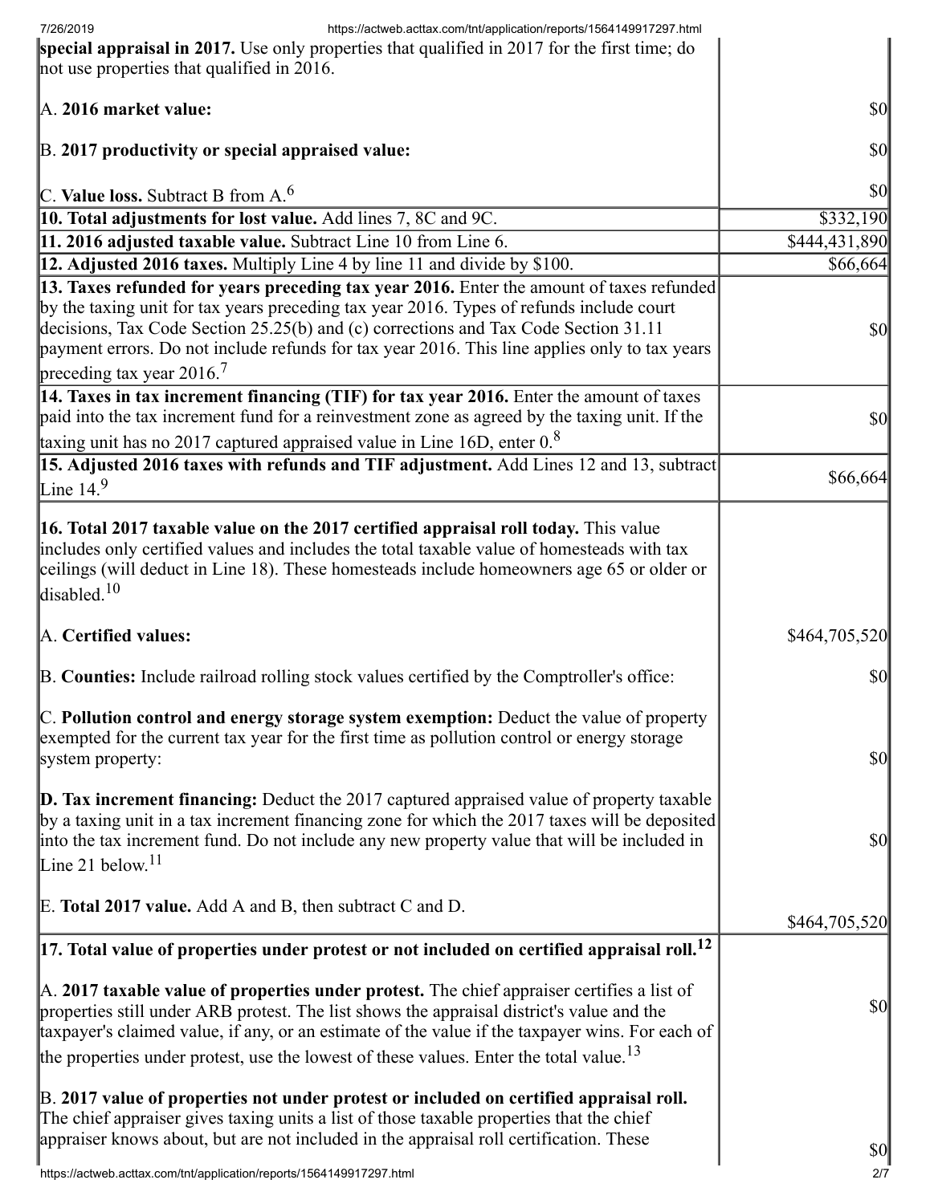| | |
|---|---|
| **special appraisal in 2017.** Use only properties that qualified in 2017 for the first time; do not use properties that qualified in 2016.<br><br>A. **2016 market value:**<br><br>B. **2017 productivity or special appraised value:**<br><br>C. **Value loss.** Subtract B from A.[6] | <br><br>$0<br><br>$0<br><br>$0 |
| **10. Total adjustments for lost value.** Add lines 7, 8C and 9C. | $332,190 |
| **11. 2016 adjusted taxable value.** Subtract Line 10 from Line 6. | $444,431,890 |
| **12. Adjusted 2016 taxes.** Multiply Line 4 by line 11 and divide by $100. | $66,664 |
| **13. Taxes refunded for years preceding tax year 2016.** Enter the amount of taxes refunded by the taxing unit for tax years preceding tax year 2016. Types of refunds include court decisions, Tax Code Section 25.25(b) and (c) corrections and Tax Code Section 31.11 payment errors. Do not include refunds for tax year 2016. This line applies only to tax years preceding tax year 2016.[7] | $0 |
| **14. Taxes in tax increment financing (TIF) for tax year 2016.** Enter the amount of taxes paid into the tax increment fund for a reinvestment zone as agreed by the taxing unit. If the taxing unit has no 2017 captured appraised value in Line 16D, enter 0.[8] | $0 |
| **15. Adjusted 2016 taxes with refunds and TIF adjustment.** Add Lines 12 and 13, subtract Line 14.[9] | $66,664 |
| **16. Total 2017 taxable value on the 2017 certified appraisal roll today.** This value includes only certified values and includes the total taxable value of homesteads with tax ceilings (will deduct in Line 18). These homesteads include homeowners age 65 or older or disabled.[10]<br><br>A. **Certified values:**<br><br>B. **Counties:** Include railroad rolling stock values certified by the Comptroller's office:<br><br>C. **Pollution control and energy storage system exemption:** Deduct the value of property exempted for the current tax year for the first time as pollution control or energy storage system property:<br><br>**D. Tax increment financing:** Deduct the 2017 captured appraised value of property taxable by a taxing unit in a tax increment financing zone for which the 2017 taxes will be deposited into the tax increment fund. Do not include any new property value that will be included in Line 21 below.[11]<br><br>E. **Total 2017 value.** Add A and B, then subtract C and D. | <br><br>$464,705,520<br><br>$0<br><br>$0<br><br>$0<br><br>$464,705,520 |
| **17. Total value of properties under protest or not included on certified appraisal roll.[12]**<br><br>A. **2017 taxable value of properties under protest.** The chief appraiser certifies a list of properties still under ARB protest. The list shows the appraisal district's value and the taxpayer's claimed value, if any, or an estimate of the value if the taxpayer wins. For each of the properties under protest, use the lowest of these values. Enter the total value.[13]<br><br>B. **2017 value of properties not under protest or included on certified appraisal roll.** The chief appraiser gives taxing units a list of those taxable properties that the chief appraiser knows about, but are not included in the appraisal roll certification. These | <br><br>$0<br><br>$0 |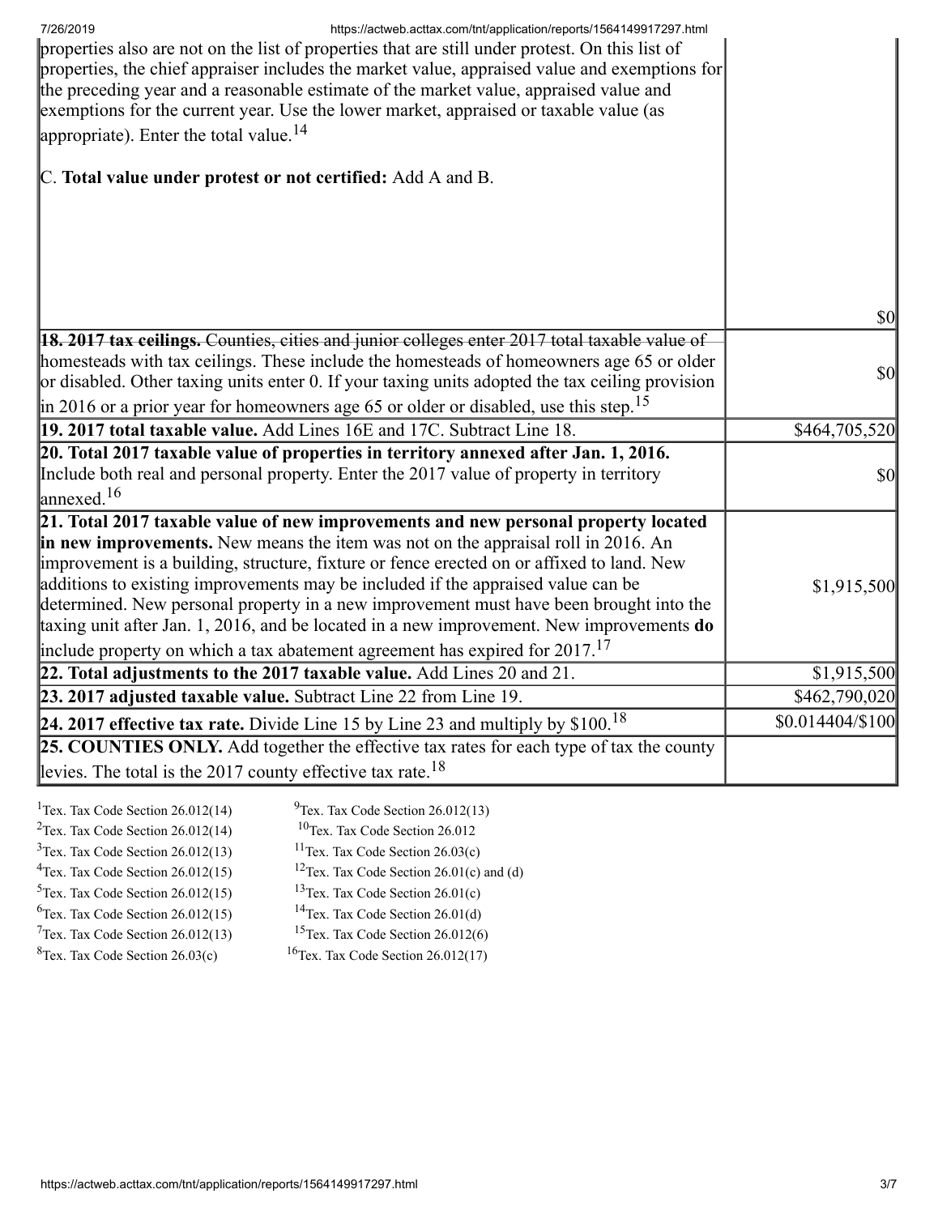| | |
|---|---|
| properties also are not on the list of properties that are still under protest. On this list of properties, the chief appraiser includes the market value, appraised value and exemptions for the preceding year and a reasonable estimate of the market value, appraised value and exemptions for the current year. Use the lower market, appraised or taxable value (as appropriate). Enter the total value.[14]<br><br>C. **Total value under protest or not certified:** Add A and B. | $0 |
| **18. 2017 tax ceilings.** Counties, cities and junior colleges enter 2017 total taxable value of homesteads with tax ceilings. These include the homesteads of homeowners age 65 or older or disabled. Other taxing units enter 0. If your taxing units adopted the tax ceiling provision in 2016 or a prior year for homeowners age 65 or older or disabled, use this step.[15] | $0 |
| **19. 2017 total taxable value.** Add Lines 16E and 17C. Subtract Line 18. | $464,705,520 |
| **20. Total 2017 taxable value of properties in territory annexed after Jan. 1, 2016.** Include both real and personal property. Enter the 2017 value of property in territory annexed.[16] | $0 |
| **21. Total 2017 taxable value of new improvements and new personal property located in new improvements.** New means the item was not on the appraisal roll in 2016. An improvement is a building, structure, fixture or fence erected on or affixed to land. New additions to existing improvements may be included if the appraised value can be determined. New personal property in a new improvement must have been brought into the taxing unit after Jan. 1, 2016, and be located in a new improvement. New improvements **do** include property on which a tax abatement agreement has expired for 2017.[17] | $1,915,500 |
| **22. Total adjustments to the 2017 taxable value.** Add Lines 20 and 21. | $1,915,500 |
| **23. 2017 adjusted taxable value.** Subtract Line 22 from Line 19. | $462,790,020 |
| **24. 2017 effective tax rate.** Divide Line 15 by Line 23 and multiply by $100.[18] | $0.014404/$100 |
| **25. COUNTIES ONLY.** Add together the effective tax rates for each type of tax the county levies. The total is the 2017 county effective tax rate.[18] | |

[1]Tex. Tax Code Section 26.012(14)
[2]Tex. Tax Code Section 26.012(14)
[3]Tex. Tax Code Section 26.012(13)
[4]Tex. Tax Code Section 26.012(15)
[5]Tex. Tax Code Section 26.012(15)
[6]Tex. Tax Code Section 26.012(15)
[7]Tex. Tax Code Section 26.012(13)
[8]Tex. Tax Code Section 26.03(c)
[9]Tex. Tax Code Section 26.012(13)
[10]Tex. Tax Code Section 26.012
[11]Tex. Tax Code Section 26.03(c)
[12]Tex. Tax Code Section 26.01(c) and (d)
[13]Tex. Tax Code Section 26.01(c)
[14]Tex. Tax Code Section 26.01(d)
[15]Tex. Tax Code Section 26.012(6)
[16]Tex. Tax Code Section 26.012(17)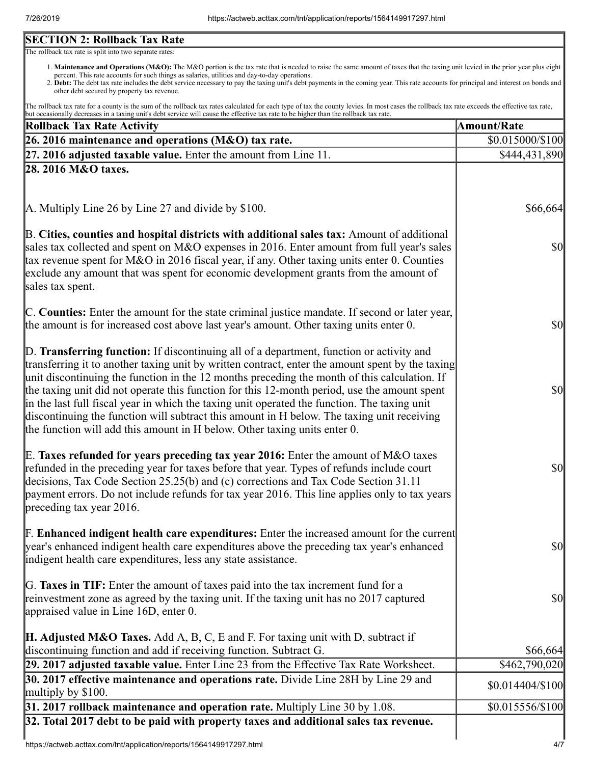## SECTION 2: Rollback Tax Rate

The rollback tax rate is split into two separate rates:

1. **Maintenance and Operations (M&O):** The M&O portion is the tax rate that is needed to raise the same amount of taxes that the taxing unit levied in the prior year plus eight percent. This rate accounts for such things as salaries, utilities and day-to-day operations.
2. **Debt:** The debt tax rate includes the debt service necessary to pay the taxing unit's debt payments in the coming year. This rate accounts for principal and interest on bonds and other debt secured by property tax revenue.

The rollback tax rate for a county is the sum of the rollback tax rates calculated for each type of tax the county levies. In most cases the rollback tax rate exceeds the effective tax rate, but occasionally decreases in a taxing unit's debt service will cause the effective tax rate to be higher than the rollback tax rate.

| Rollback Tax Rate Activity | Amount/Rate |
|---|---|
| **26. 2016 maintenance and operations (M&O) tax rate.** | $0.015000/$100 |
| **27. 2016 adjusted taxable value.** Enter the amount from Line 11. | $444,431,890 |
| **28. 2016 M&O taxes.** | |
| A. Multiply Line 26 by Line 27 and divide by $100. | $66,664 |
| B. **Cities, counties and hospital districts with additional sales tax:** Amount of additional sales tax collected and spent on M&O expenses in 2016. Enter amount from full year's sales tax revenue spent for M&O in 2016 fiscal year, if any. Other taxing units enter 0. Counties exclude any amount that was spent for economic development grants from the amount of sales tax spent. | $0 |
| C. **Counties:** Enter the amount for the state criminal justice mandate. If second or later year, the amount is for increased cost above last year's amount. Other taxing units enter 0. | $0 |
| D. **Transferring function:** If discontinuing all of a department, function or activity and transferring it to another taxing unit by written contract, enter the amount spent by the taxing unit discontinuing the function in the 12 months preceding the month of this calculation. If the taxing unit did not operate this function for this 12-month period, use the amount spent in the last full fiscal year in which the taxing unit operated the function. The taxing unit discontinuing the function will subtract this amount in H below. The taxing unit receiving the function will add this amount in H below. Other taxing units enter 0. | $0 |
| E. **Taxes refunded for years preceding tax year 2016:** Enter the amount of M&O taxes refunded in the preceding year for taxes before that year. Types of refunds include court decisions, Tax Code Section 25.25(b) and (c) corrections and Tax Code Section 31.11 payment errors. Do not include refunds for tax year 2016. This line applies only to tax years preceding tax year 2016. | $0 |
| F. **Enhanced indigent health care expenditures:** Enter the increased amount for the current year's enhanced indigent health care expenditures above the preceding tax year's enhanced indigent health care expenditures, less any state assistance. | $0 |
| G. **Taxes in TIF:** Enter the amount of taxes paid into the tax increment fund for a reinvestment zone as agreed by the taxing unit. If the taxing unit has no 2017 captured appraised value in Line 16D, enter 0. | $0 |
| **H. Adjusted M&O Taxes.** Add A, B, C, E and F. For taxing unit with D, subtract if discontinuing function and add if receiving function. Subtract G. | $66,664 |
| **29. 2017 adjusted taxable value.** Enter Line 23 from the Effective Tax Rate Worksheet. | $462,790,020 |
| **30. 2017 effective maintenance and operations rate.** Divide Line 28H by Line 29 and multiply by $100. | $0.014404/$100 |
| **31. 2017 rollback maintenance and operation rate.** Multiply Line 30 by 1.08. | $0.015556/$100 |
| **32. Total 2017 debt to be paid with property taxes and additional sales tax revenue.** | |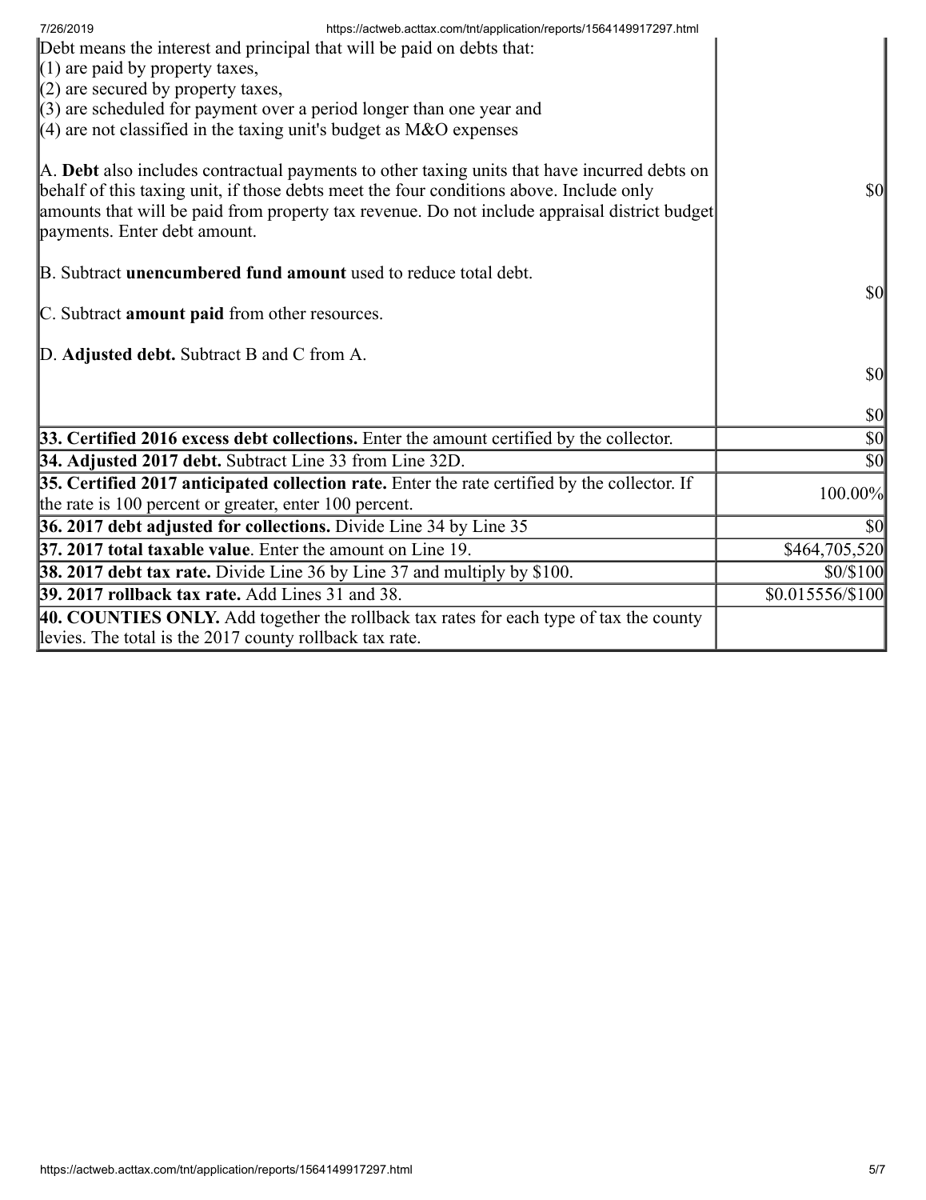| | |
|---|---|
| Debt means the interest and principal that will be paid on debts that:<br>(1) are paid by property taxes,<br>(2) are secured by property taxes,<br>(3) are scheduled for payment over a period longer than one year and<br>(4) are not classified in the taxing unit's budget as M&O expenses<br><br>A. **Debt** also includes contractual payments to other taxing units that have incurred debts on behalf of this taxing unit, if those debts meet the four conditions above. Include only amounts that will be paid from property tax revenue. Do not include appraisal district budget payments. Enter debt amount.<br><br>B. Subtract **unencumbered fund amount** used to reduce total debt.<br><br>C. Subtract **amount paid** from other resources.<br><br>D. **Adjusted debt.** Subtract B and C from A. | $0<br><br>$0<br><br>$0<br><br>$0 |
| **33. Certified 2016 excess debt collections.** Enter the amount certified by the collector. | $0 |
| **34. Adjusted 2017 debt.** Subtract Line 33 from Line 32D. | $0 |
| **35. Certified 2017 anticipated collection rate.** Enter the rate certified by the collector. If the rate is 100 percent or greater, enter 100 percent. | 100.00% |
| **36. 2017 debt adjusted for collections.** Divide Line 34 by Line 35 | $0 |
| **37. 2017 total taxable value**. Enter the amount on Line 19. | $464,705,520 |
| **38. 2017 debt tax rate.** Divide Line 36 by Line 37 and multiply by $100. | $0/$100 |
| **39. 2017 rollback tax rate.** Add Lines 31 and 38. | $0.015556/$100 |
| **40. COUNTIES ONLY.** Add together the rollback tax rates for each type of tax the county levies. The total is the 2017 county rollback tax rate. | |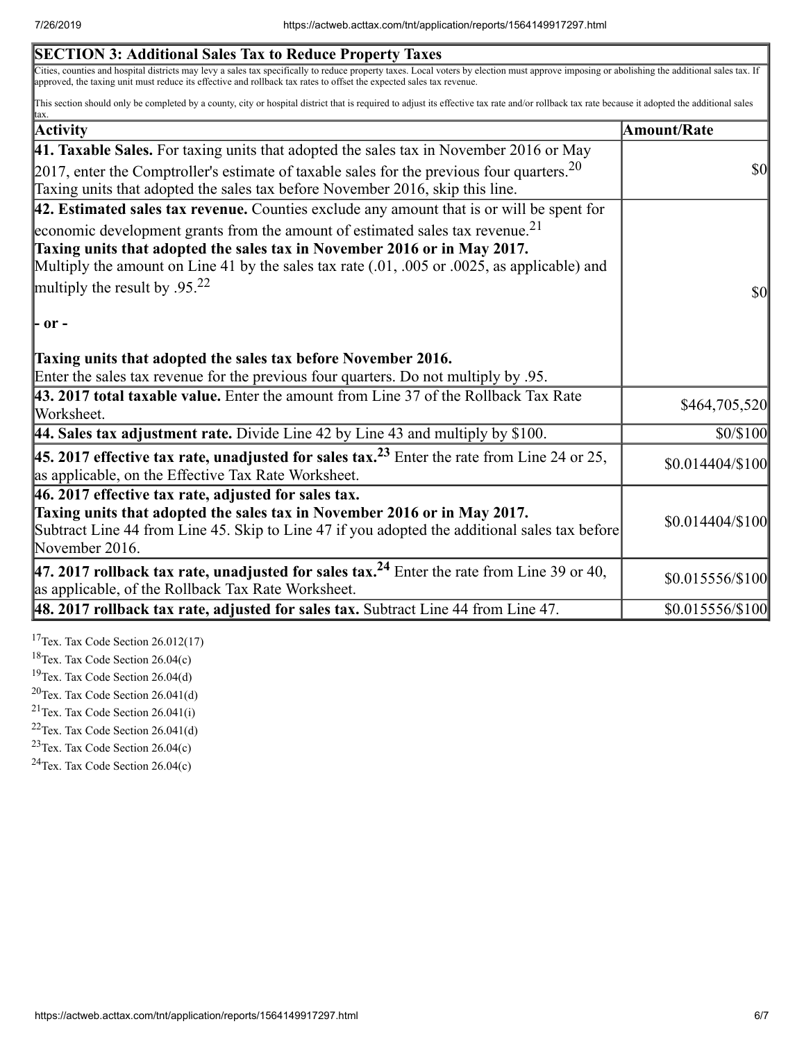## SECTION 3: Additional Sales Tax to Reduce Property Taxes

Cities, counties and hospital districts may levy a sales tax specifically to reduce property taxes. Local voters by election must approve imposing or abolishing the additional sales tax. If approved, the taxing unit must reduce its effective and rollback tax rates to offset the expected sales tax revenue.

This section should only be completed by a county, city or hospital district that is required to adjust its effective tax rate and/or rollback tax rate because it adopted the additional sales tax.

| Activity | Amount/Rate |
|---|---|
| **41. Taxable Sales.** For taxing units that adopted the sales tax in November 2016 or May 2017, enter the Comptroller's estimate of taxable sales for the previous four quarters.[20] Taxing units that adopted the sales tax before November 2016, skip this line. | $0 |
| **42. Estimated sales tax revenue.** Counties exclude any amount that is or will be spent for economic development grants from the amount of estimated sales tax revenue.[21] **Taxing units that adopted the sales tax in November 2016 or in May 2017.** Multiply the amount on Line 41 by the sales tax rate (.01, .005 or .0025, as applicable) and multiply the result by .95.[22] **- or -** **Taxing units that adopted the sales tax before November 2016.** Enter the sales tax revenue for the previous four quarters. Do not multiply by .95. | $0 |
| **43. 2017 total taxable value.** Enter the amount from Line 37 of the Rollback Tax Rate Worksheet. | $464,705,520 |
| **44. Sales tax adjustment rate.** Divide Line 42 by Line 43 and multiply by $100. | $0/$100 |
| **45. 2017 effective tax rate, unadjusted for sales tax.**[23] Enter the rate from Line 24 or 25, as applicable, on the Effective Tax Rate Worksheet. | $0.014404/$100 |
| **46. 2017 effective tax rate, adjusted for sales tax.** **Taxing units that adopted the sales tax in November 2016 or in May 2017.** Subtract Line 44 from Line 45. Skip to Line 47 if you adopted the additional sales tax before November 2016. | $0.014404/$100 |
| **47. 2017 rollback tax rate, unadjusted for sales tax.**[24] Enter the rate from Line 39 or 40, as applicable, of the Rollback Tax Rate Worksheet. | $0.015556/$100 |
| **48. 2017 rollback tax rate, adjusted for sales tax.** Subtract Line 44 from Line 47. | $0.015556/$100 |

[17] Tex. Tax Code Section 26.012(17)

[18] Tex. Tax Code Section 26.04(c)

[19] Tex. Tax Code Section 26.04(d)

[20] Tex. Tax Code Section 26.041(d)

[21] Tex. Tax Code Section 26.041(i)

[22] Tex. Tax Code Section 26.041(d)

[23] Tex. Tax Code Section 26.04(c)

[24] Tex. Tax Code Section 26.04(c)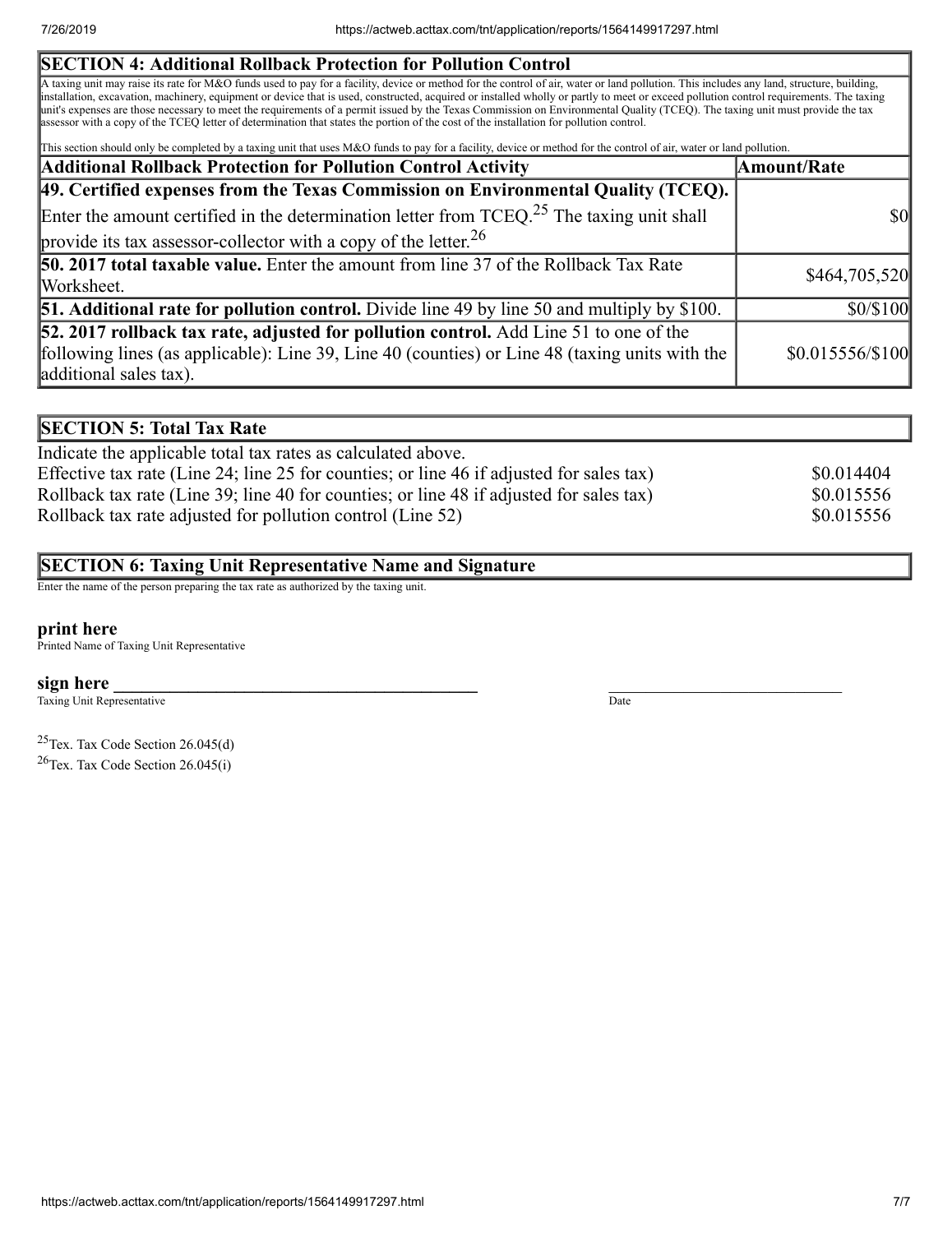## SECTION 4: Additional Rollback Protection for Pollution Control

A taxing unit may raise its rate for M&O funds used to pay for a facility, device or method for the control of air, water or land pollution. This includes any land, structure, building, installation, excavation, machinery, equipment or device that is used, constructed, acquired or installed wholly or partly to meet or exceed pollution control requirements. The taxing unit's expenses are those necessary to meet the requirements of a permit issued by the Texas Commission on Environmental Quality (TCEQ). The taxing unit must provide the tax assessor with a copy of the TCEQ letter of determination that states the portion of the cost of the installation for pollution control.

This section should only be completed by a taxing unit that uses M&O funds to pay for a facility, device or method for the control of air, water or land pollution.

| Additional Rollback Protection for Pollution Control Activity | Amount/Rate |
|---|---|
| **49. Certified expenses from the Texas Commission on Environmental Quality (TCEQ).** Enter the amount certified in the determination letter from TCEQ.[25] The taxing unit shall provide its tax assessor-collector with a copy of the letter.[26] | $0 |
| **50. 2017 total taxable value.** Enter the amount from line 37 of the Rollback Tax Rate Worksheet. | $464,705,520 |
| **51. Additional rate for pollution control.** Divide line 49 by line 50 and multiply by $100. | $0/$100 |
| **52. 2017 rollback tax rate, adjusted for pollution control.** Add Line 51 to one of the following lines (as applicable): Line 39, Line 40 (counties) or Line 48 (taxing units with the additional sales tax). | $0.015556/$100 |

## SECTION 5: Total Tax Rate

Indicate the applicable total tax rates as calculated above.

| | |
|---|---|
| Effective tax rate (Line 24; line 25 for counties; or line 46 if adjusted for sales tax) | $0.014404 |
| Rollback tax rate (Line 39; line 40 for counties; or line 48 if adjusted for sales tax) | $0.015556 |
| Rollback tax rate adjusted for pollution control (Line 52) | $0.015556 |

## SECTION 6: Taxing Unit Representative Name and Signature

Enter the name of the person preparing the tax rate as authorized by the taxing unit.

**print here**
Printed Name of Taxing Unit Representative

**sign here** ________________________________________ ____________________________
Taxing Unit Representative Date

[25] Tex. Tax Code Section 26.045(d)
[26] Tex. Tax Code Section 26.045(i)